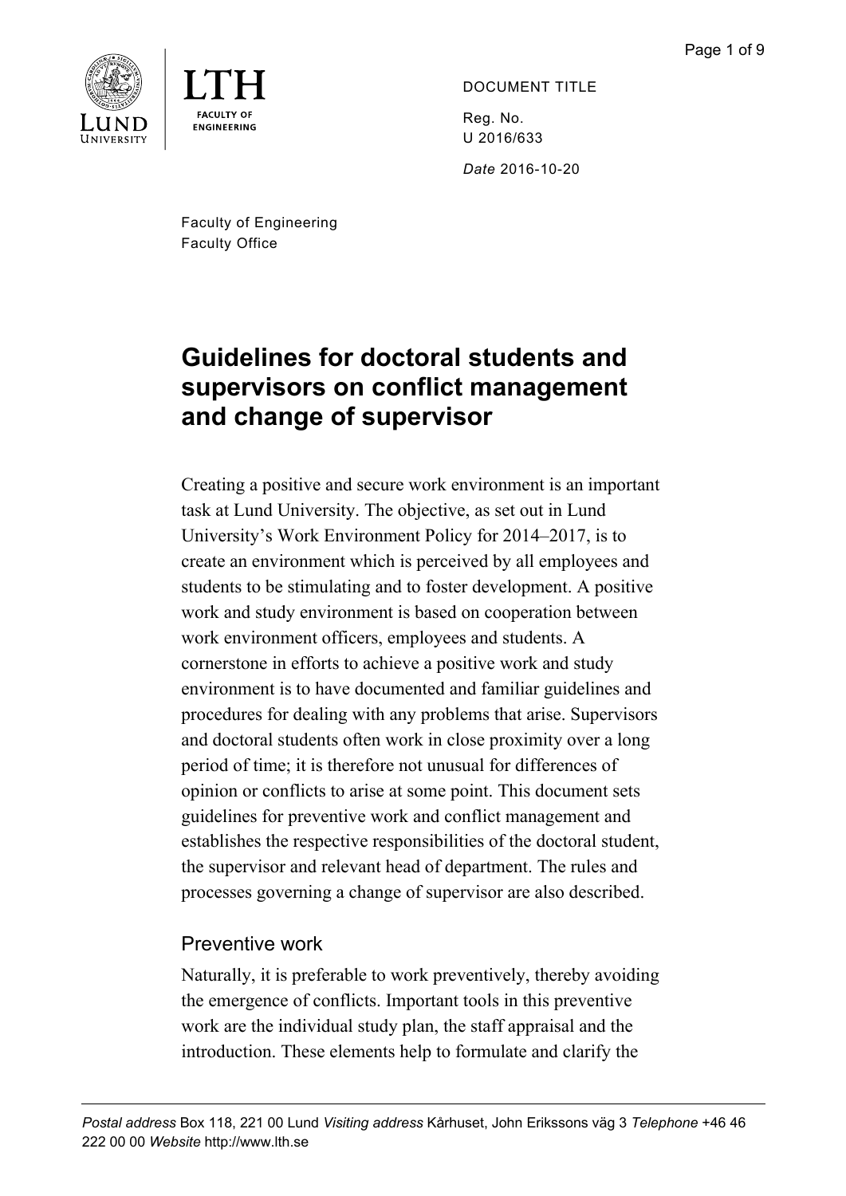DOCUMENT TITLE

Reg. No.
U 2016/633

*Date* 2016-10-20

Faculty of Engineering
Faculty Office

# Guidelines for doctoral students and supervisors on conflict management and change of supervisor

Creating a positive and secure work environment is an important task at Lund University. The objective, as set out in Lund University's Work Environment Policy for 2014–2017, is to create an environment which is perceived by all employees and students to be stimulating and to foster development. A positive work and study environment is based on cooperation between work environment officers, employees and students. A cornerstone in efforts to achieve a positive work and study environment is to have documented and familiar guidelines and procedures for dealing with any problems that arise. Supervisors and doctoral students often work in close proximity over a long period of time; it is therefore not unusual for differences of opinion or conflicts to arise at some point. This document sets guidelines for preventive work and conflict management and establishes the respective responsibilities of the doctoral student, the supervisor and relevant head of department. The rules and processes governing a change of supervisor are also described.

## Preventive work

Naturally, it is preferable to work preventively, thereby avoiding the emergence of conflicts. Important tools in this preventive work are the individual study plan, the staff appraisal and the introduction. These elements help to formulate and clarify the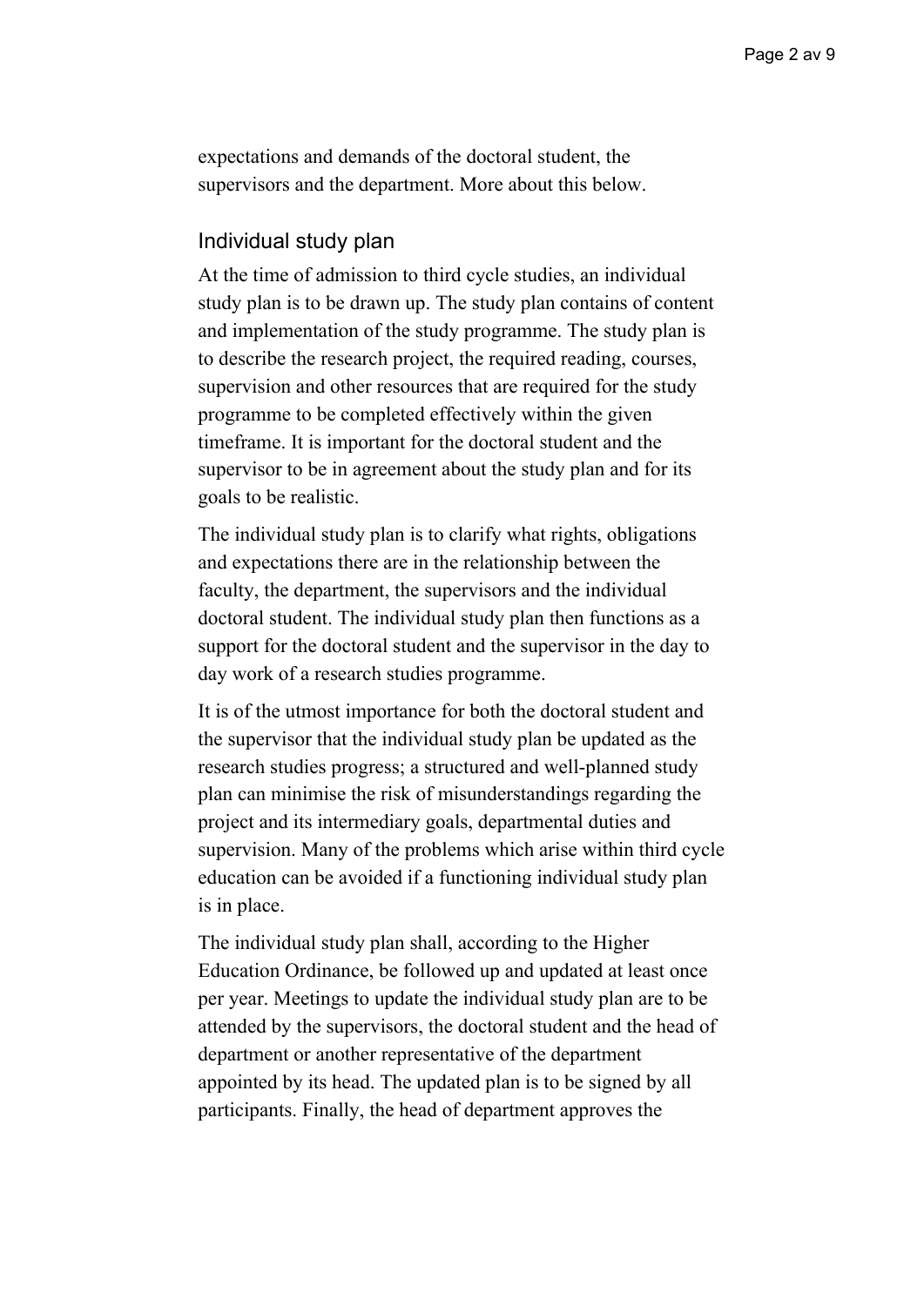expectations and demands of the doctoral student, the supervisors and the department. More about this below.

## Individual study plan

At the time of admission to third cycle studies, an individual study plan is to be drawn up. The study plan contains of content and implementation of the study programme. The study plan is to describe the research project, the required reading, courses, supervision and other resources that are required for the study programme to be completed effectively within the given timeframe. It is important for the doctoral student and the supervisor to be in agreement about the study plan and for its goals to be realistic.

The individual study plan is to clarify what rights, obligations and expectations there are in the relationship between the faculty, the department, the supervisors and the individual doctoral student. The individual study plan then functions as a support for the doctoral student and the supervisor in the day to day work of a research studies programme.

It is of the utmost importance for both the doctoral student and the supervisor that the individual study plan be updated as the research studies progress; a structured and well-planned study plan can minimise the risk of misunderstandings regarding the project and its intermediary goals, departmental duties and supervision. Many of the problems which arise within third cycle education can be avoided if a functioning individual study plan is in place.

The individual study plan shall, according to the Higher Education Ordinance, be followed up and updated at least once per year. Meetings to update the individual study plan are to be attended by the supervisors, the doctoral student and the head of department or another representative of the department appointed by its head. The updated plan is to be signed by all participants. Finally, the head of department approves the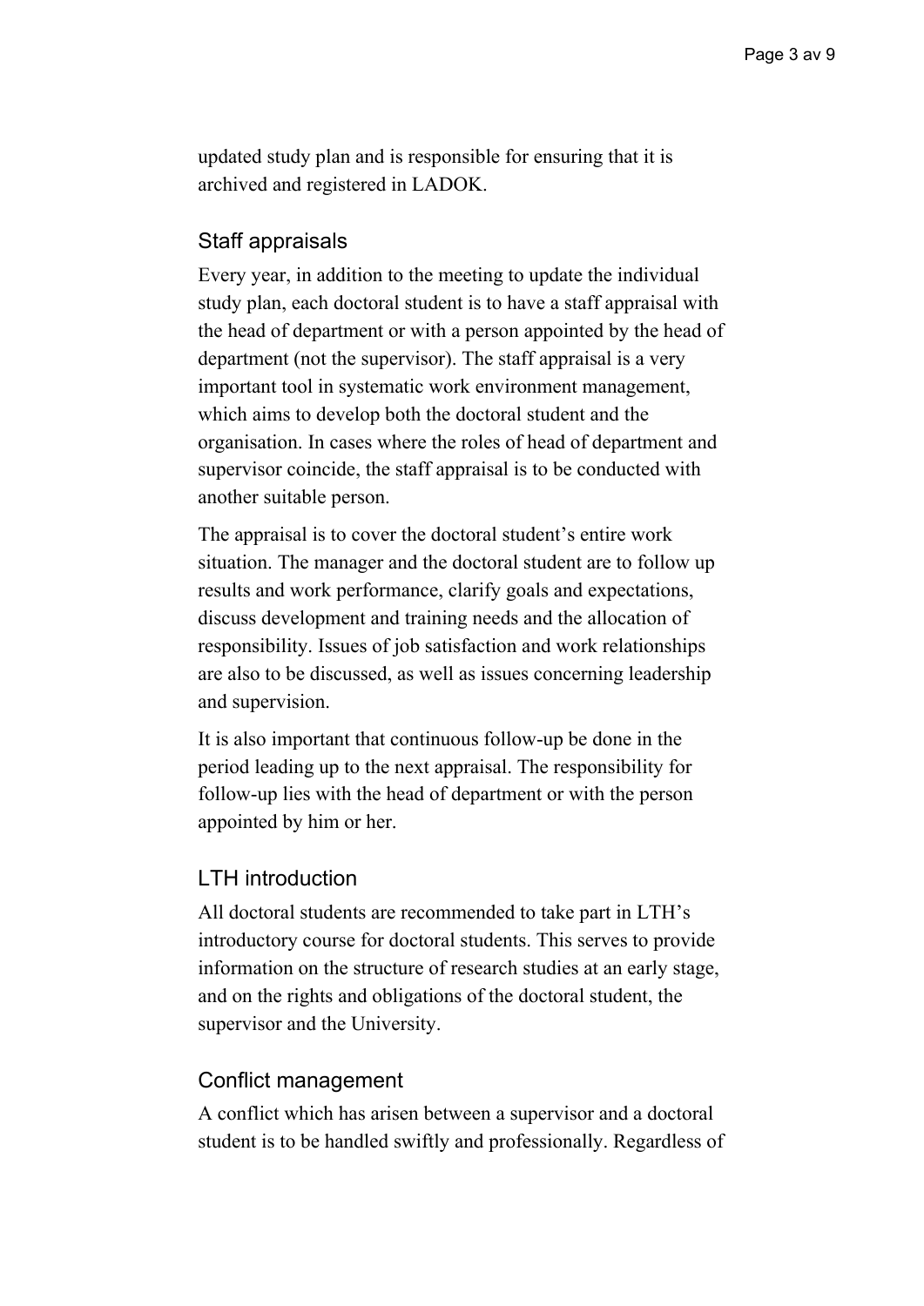updated study plan and is responsible for ensuring that it is archived and registered in LADOK.

## Staff appraisals

Every year, in addition to the meeting to update the individual study plan, each doctoral student is to have a staff appraisal with the head of department or with a person appointed by the head of department (not the supervisor). The staff appraisal is a very important tool in systematic work environment management, which aims to develop both the doctoral student and the organisation. In cases where the roles of head of department and supervisor coincide, the staff appraisal is to be conducted with another suitable person.

The appraisal is to cover the doctoral student's entire work situation. The manager and the doctoral student are to follow up results and work performance, clarify goals and expectations, discuss development and training needs and the allocation of responsibility. Issues of job satisfaction and work relationships are also to be discussed, as well as issues concerning leadership and supervision.

It is also important that continuous follow-up be done in the period leading up to the next appraisal. The responsibility for follow-up lies with the head of department or with the person appointed by him or her.

## LTH introduction

All doctoral students are recommended to take part in LTH's introductory course for doctoral students. This serves to provide information on the structure of research studies at an early stage, and on the rights and obligations of the doctoral student, the supervisor and the University.

## Conflict management

A conflict which has arisen between a supervisor and a doctoral student is to be handled swiftly and professionally. Regardless of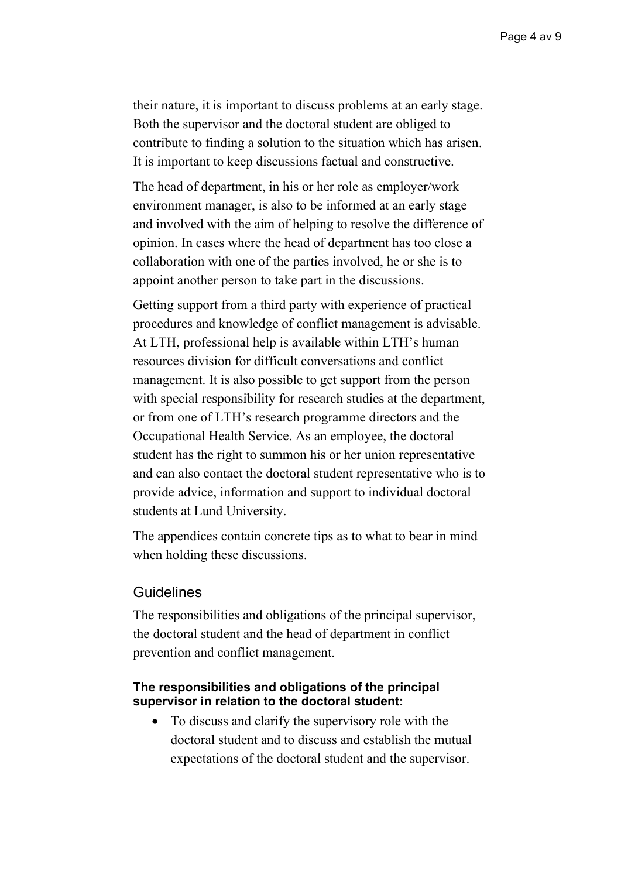their nature, it is important to discuss problems at an early stage. Both the supervisor and the doctoral student are obliged to contribute to finding a solution to the situation which has arisen. It is important to keep discussions factual and constructive.

The head of department, in his or her role as employer/work environment manager, is also to be informed at an early stage and involved with the aim of helping to resolve the difference of opinion. In cases where the head of department has too close a collaboration with one of the parties involved, he or she is to appoint another person to take part in the discussions.

Getting support from a third party with experience of practical procedures and knowledge of conflict management is advisable. At LTH, professional help is available within LTH's human resources division for difficult conversations and conflict management. It is also possible to get support from the person with special responsibility for research studies at the department, or from one of LTH's research programme directors and the Occupational Health Service. As an employee, the doctoral student has the right to summon his or her union representative and can also contact the doctoral student representative who is to provide advice, information and support to individual doctoral students at Lund University.

The appendices contain concrete tips as to what to bear in mind when holding these discussions.

## Guidelines

The responsibilities and obligations of the principal supervisor, the doctoral student and the head of department in conflict prevention and conflict management.

#### The responsibilities and obligations of the principal supervisor in relation to the doctoral student:

- To discuss and clarify the supervisory role with the doctoral student and to discuss and establish the mutual expectations of the doctoral student and the supervisor.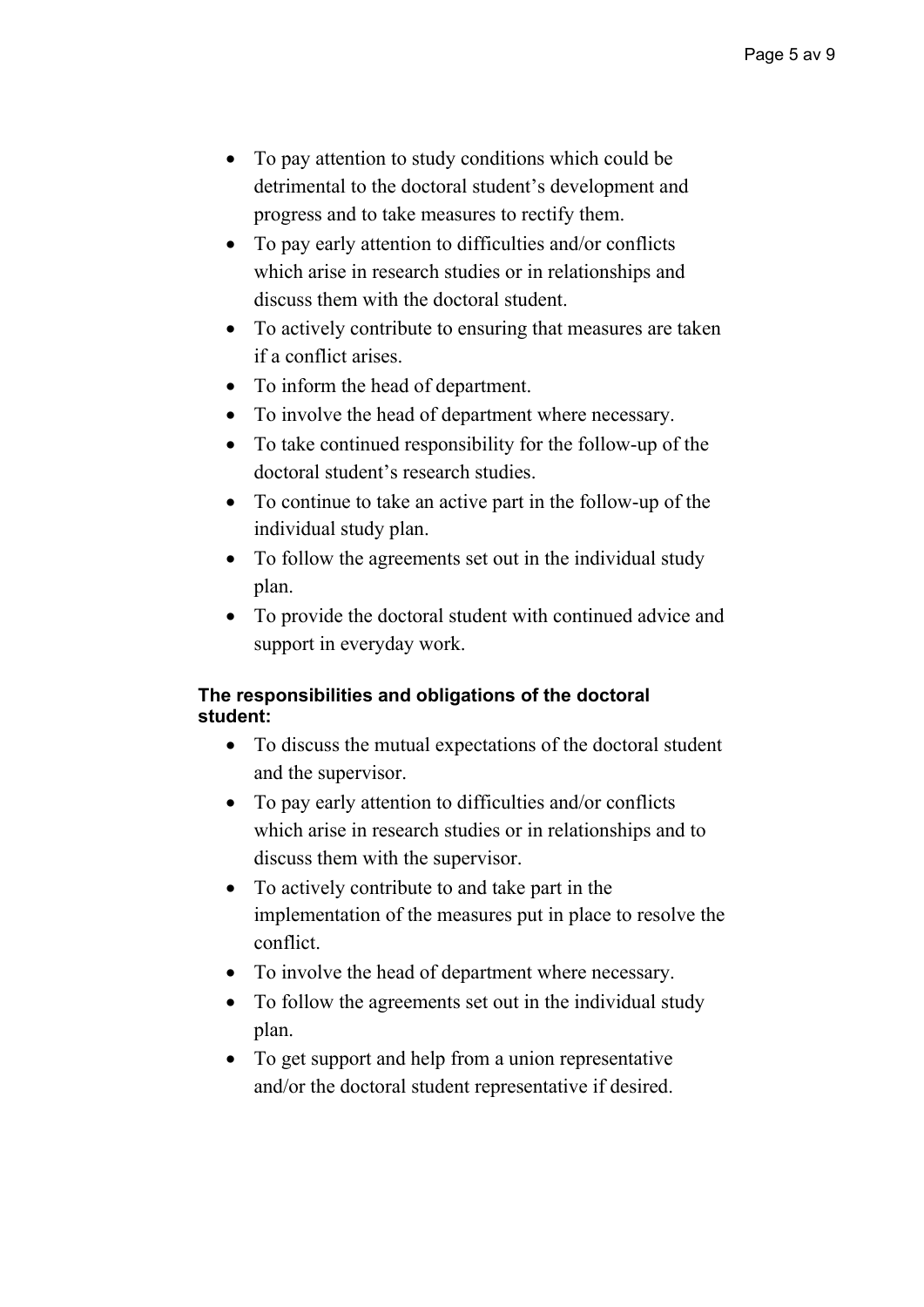- To pay attention to study conditions which could be detrimental to the doctoral student's development and progress and to take measures to rectify them.
- To pay early attention to difficulties and/or conflicts which arise in research studies or in relationships and discuss them with the doctoral student.
- To actively contribute to ensuring that measures are taken if a conflict arises.
- To inform the head of department.
- To involve the head of department where necessary.
- To take continued responsibility for the follow-up of the doctoral student's research studies.
- To continue to take an active part in the follow-up of the individual study plan.
- To follow the agreements set out in the individual study plan.
- To provide the doctoral student with continued advice and support in everyday work.

**The responsibilities and obligations of the doctoral student:**

- To discuss the mutual expectations of the doctoral student and the supervisor.
- To pay early attention to difficulties and/or conflicts which arise in research studies or in relationships and to discuss them with the supervisor.
- To actively contribute to and take part in the implementation of the measures put in place to resolve the conflict.
- To involve the head of department where necessary.
- To follow the agreements set out in the individual study plan.
- To get support and help from a union representative and/or the doctoral student representative if desired.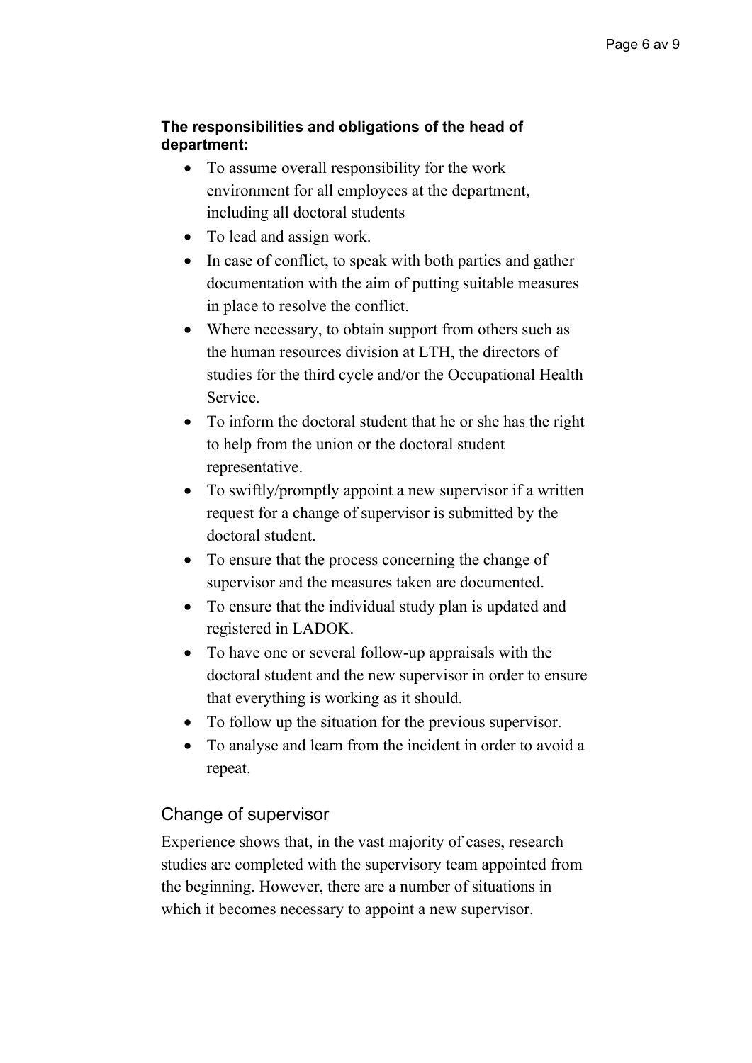**The responsibilities and obligations of the head of department:**

- To assume overall responsibility for the work environment for all employees at the department, including all doctoral students
- To lead and assign work.
- In case of conflict, to speak with both parties and gather documentation with the aim of putting suitable measures in place to resolve the conflict.
- Where necessary, to obtain support from others such as the human resources division at LTH, the directors of studies for the third cycle and/or the Occupational Health Service.
- To inform the doctoral student that he or she has the right to help from the union or the doctoral student representative.
- To swiftly/promptly appoint a new supervisor if a written request for a change of supervisor is submitted by the doctoral student.
- To ensure that the process concerning the change of supervisor and the measures taken are documented.
- To ensure that the individual study plan is updated and registered in LADOK.
- To have one or several follow-up appraisals with the doctoral student and the new supervisor in order to ensure that everything is working as it should.
- To follow up the situation for the previous supervisor.
- To analyse and learn from the incident in order to avoid a repeat.

## Change of supervisor

Experience shows that, in the vast majority of cases, research studies are completed with the supervisory team appointed from the beginning. However, there are a number of situations in which it becomes necessary to appoint a new supervisor.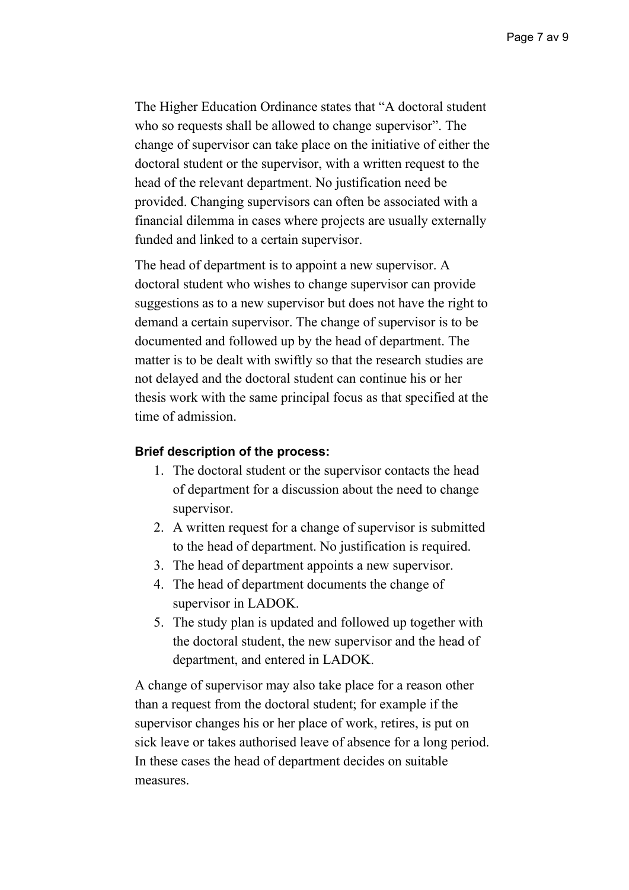The Higher Education Ordinance states that "A doctoral student who so requests shall be allowed to change supervisor". The change of supervisor can take place on the initiative of either the doctoral student or the supervisor, with a written request to the head of the relevant department. No justification need be provided. Changing supervisors can often be associated with a financial dilemma in cases where projects are usually externally funded and linked to a certain supervisor.

The head of department is to appoint a new supervisor. A doctoral student who wishes to change supervisor can provide suggestions as to a new supervisor but does not have the right to demand a certain supervisor. The change of supervisor is to be documented and followed up by the head of department. The matter is to be dealt with swiftly so that the research studies are not delayed and the doctoral student can continue his or her thesis work with the same principal focus as that specified at the time of admission.

**Brief description of the process:**

1. The doctoral student or the supervisor contacts the head of department for a discussion about the need to change supervisor.
2. A written request for a change of supervisor is submitted to the head of department. No justification is required.
3. The head of department appoints a new supervisor.
4. The head of department documents the change of supervisor in LADOK.
5. The study plan is updated and followed up together with the doctoral student, the new supervisor and the head of department, and entered in LADOK.

A change of supervisor may also take place for a reason other than a request from the doctoral student; for example if the supervisor changes his or her place of work, retires, is put on sick leave or takes authorised leave of absence for a long period. In these cases the head of department decides on suitable measures.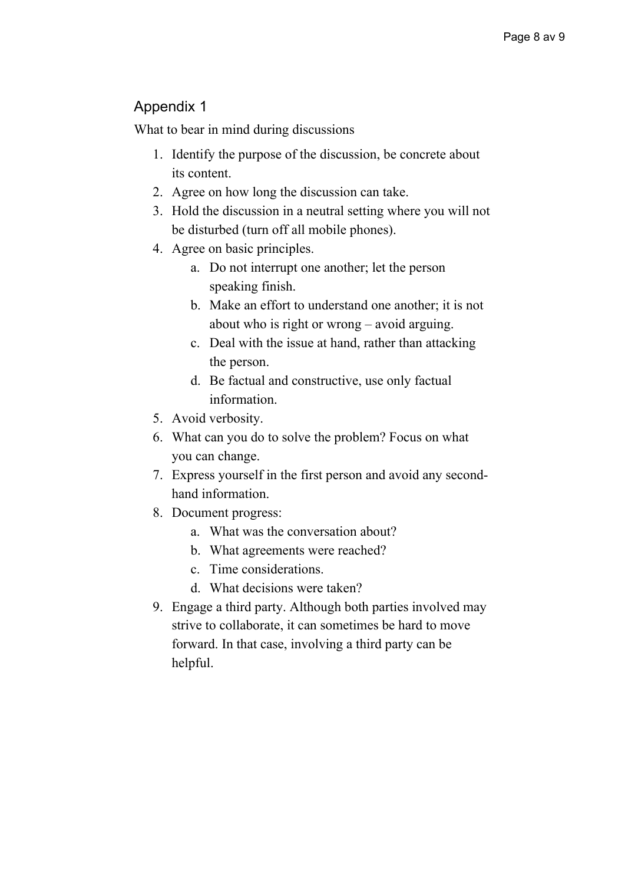## Appendix 1

What to bear in mind during discussions

1. Identify the purpose of the discussion, be concrete about its content.
2. Agree on how long the discussion can take.
3. Hold the discussion in a neutral setting where you will not be disturbed (turn off all mobile phones).
4. Agree on basic principles.
    a. Do not interrupt one another; let the person speaking finish.
    b. Make an effort to understand one another; it is not about who is right or wrong – avoid arguing.
    c. Deal with the issue at hand, rather than attacking the person.
    d. Be factual and constructive, use only factual information.
5. Avoid verbosity.
6. What can you do to solve the problem? Focus on what you can change.
7. Express yourself in the first person and avoid any second-hand information.
8. Document progress:
    a. What was the conversation about?
    b. What agreements were reached?
    c. Time considerations.
    d. What decisions were taken?
9. Engage a third party. Although both parties involved may strive to collaborate, it can sometimes be hard to move forward. In that case, involving a third party can be helpful.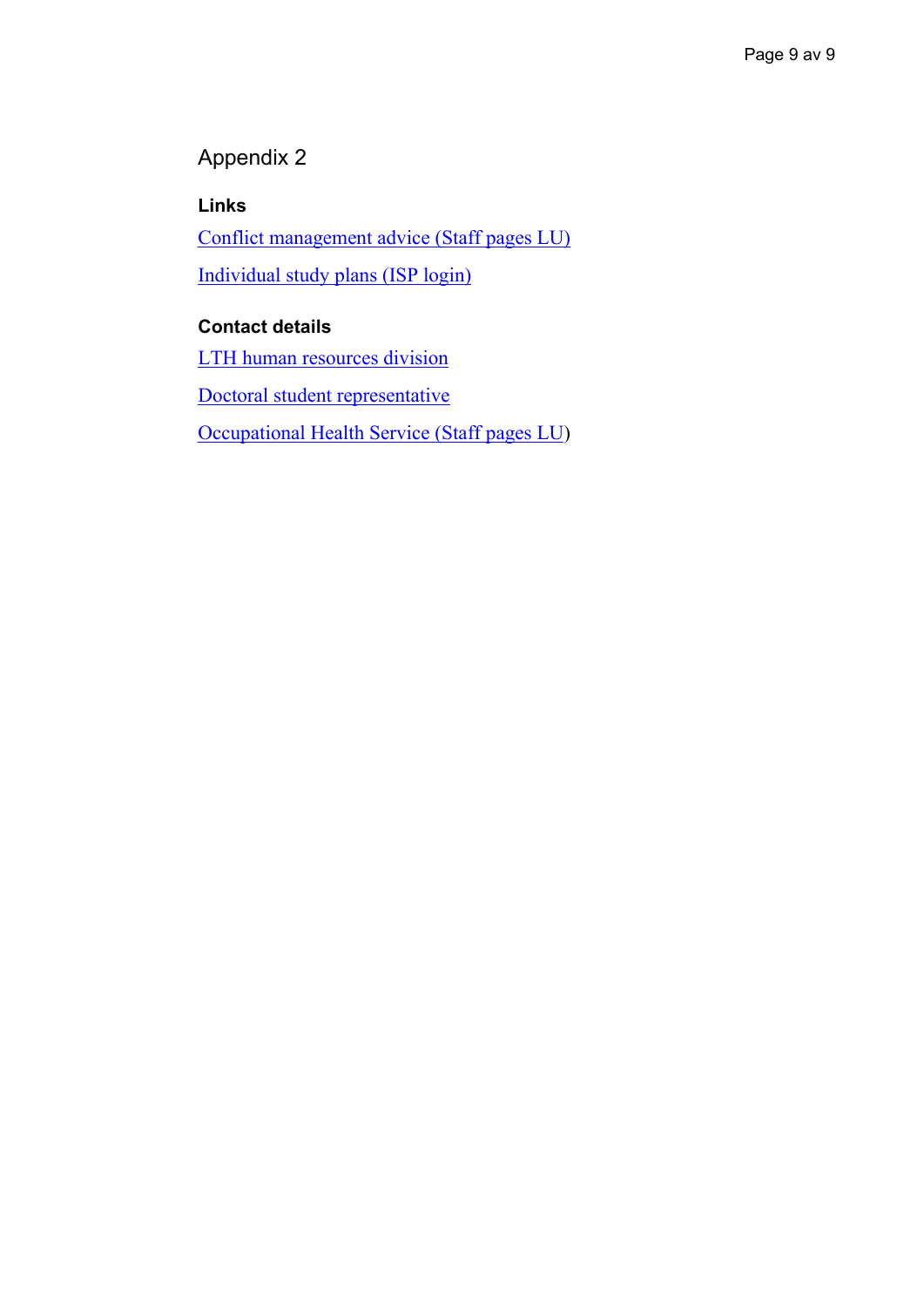# Appendix 2

**Links**

Conflict management advice (Staff pages LU)

Individual study plans (ISP login)

**Contact details**

LTH human resources division

Doctoral student representative

Occupational Health Service (Staff pages LU)